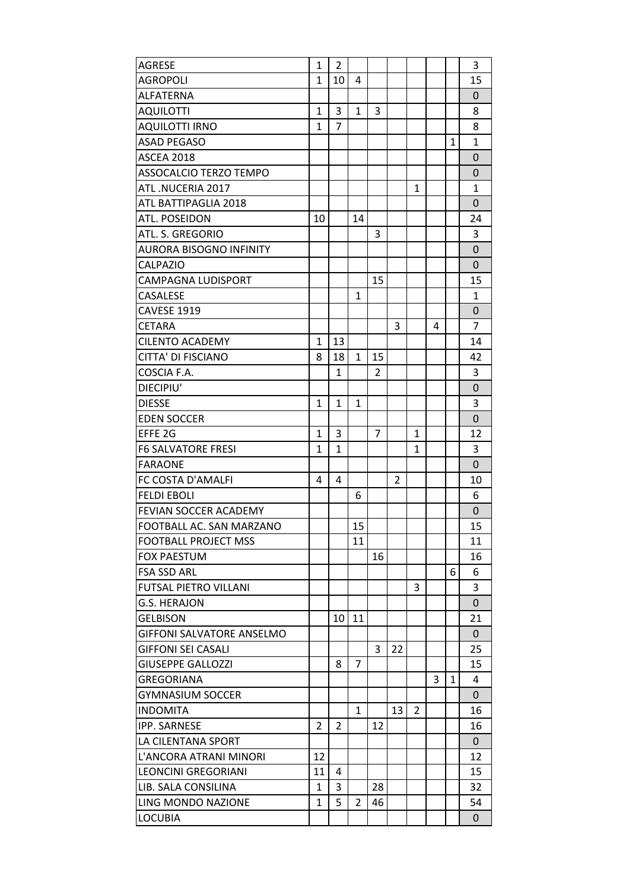| | | | | | | | | | |
|---|---|---|---|---|---|---|---|---|---|
| AGRESE | 1 | 2 | | | | | | | 3 |
| AGROPOLI | 1 | 10 | 4 | | | | | | 15 |
| ALFATERNA | | | | | | | | | 0 |
| AQUILOTTI | 1 | 3 | 1 | 3 | | | | | 8 |
| AQUILOTTI IRNO | 1 | 7 | | | | | | | 8 |
| ASAD PEGASO | | | | | | | | 1 | 1 |
| ASCEA 2018 | | | | | | | | | 0 |
| ASSOCALCIO TERZO TEMPO | | | | | | | | | 0 |
| ATL .NUCERIA 2017 | | | | | | 1 | | | 1 |
| ATL BATTIPAGLIA 2018 | | | | | | | | | 0 |
| ATL. POSEIDON | 10 | | 14 | | | | | | 24 |
| ATL. S. GREGORIO | | | | 3 | | | | | 3 |
| AURORA BISOGNO INFINITY | | | | | | | | | 0 |
| CALPAZIO | | | | | | | | | 0 |
| CAMPAGNA LUDISPORT | | | | 15 | | | | | 15 |
| CASALESE | | | 1 | | | | | | 1 |
| CAVESE 1919 | | | | | | | | | 0 |
| CETARA | | | | | 3 | | 4 | | 7 |
| CILENTO ACADEMY | 1 | 13 | | | | | | | 14 |
| CITTA' DI FISCIANO | 8 | 18 | 1 | 15 | | | | | 42 |
| COSCIA F.A. | | 1 | | 2 | | | | | 3 |
| DIECIPIU' | | | | | | | | | 0 |
| DIESSE | 1 | 1 | 1 | | | | | | 3 |
| EDEN SOCCER | | | | | | | | | 0 |
| EFFE 2G | 1 | 3 | | 7 | | 1 | | | 12 |
| F6 SALVATORE FRESI | 1 | 1 | | | | 1 | | | 3 |
| FARAONE | | | | | | | | | 0 |
| FC COSTA D'AMALFI | 4 | 4 | | | 2 | | | | 10 |
| FELDI EBOLI | | | 6 | | | | | | 6 |
| FEVIAN SOCCER ACADEMY | | | | | | | | | 0 |
| FOOTBALL AC. SAN MARZANO | | | 15 | | | | | | 15 |
| FOOTBALL PROJECT MSS | | | 11 | | | | | | 11 |
| FOX PAESTUM | | | | 16 | | | | | 16 |
| FSA SSD ARL | | | | | | | | 6 | 6 |
| FUTSAL PIETRO VILLANI | | | | | | 3 | | | 3 |
| G.S. HERAJON | | | | | | | | | 0 |
| GELBISON | | 10 | 11 | | | | | | 21 |
| GIFFONI SALVATORE ANSELMO | | | | | | | | | 0 |
| GIFFONI SEI CASALI | | | | 3 | 22 | | | | 25 |
| GIUSEPPE GALLOZZI | | 8 | 7 | | | | | | 15 |
| GREGORIANA | | | | | | | 3 | 1 | 4 |
| GYMNASIUM SOCCER | | | | | | | | | 0 |
| INDOMITA | | | 1 | | 13 | 2 | | | 16 |
| IPP. SARNESE | 2 | 2 | | 12 | | | | | 16 |
| LA CILENTANA SPORT | | | | | | | | | 0 |
| L'ANCORA ATRANI MINORI | 12 | | | | | | | | 12 |
| LEONCINI GREGORIANI | 11 | 4 | | | | | | | 15 |
| LIB. SALA CONSILINA | 1 | 3 | | 28 | | | | | 32 |
| LING MONDO NAZIONE | 1 | 5 | 2 | 46 | | | | | 54 |
| LOCUBIA | | | | | | | | | 0 |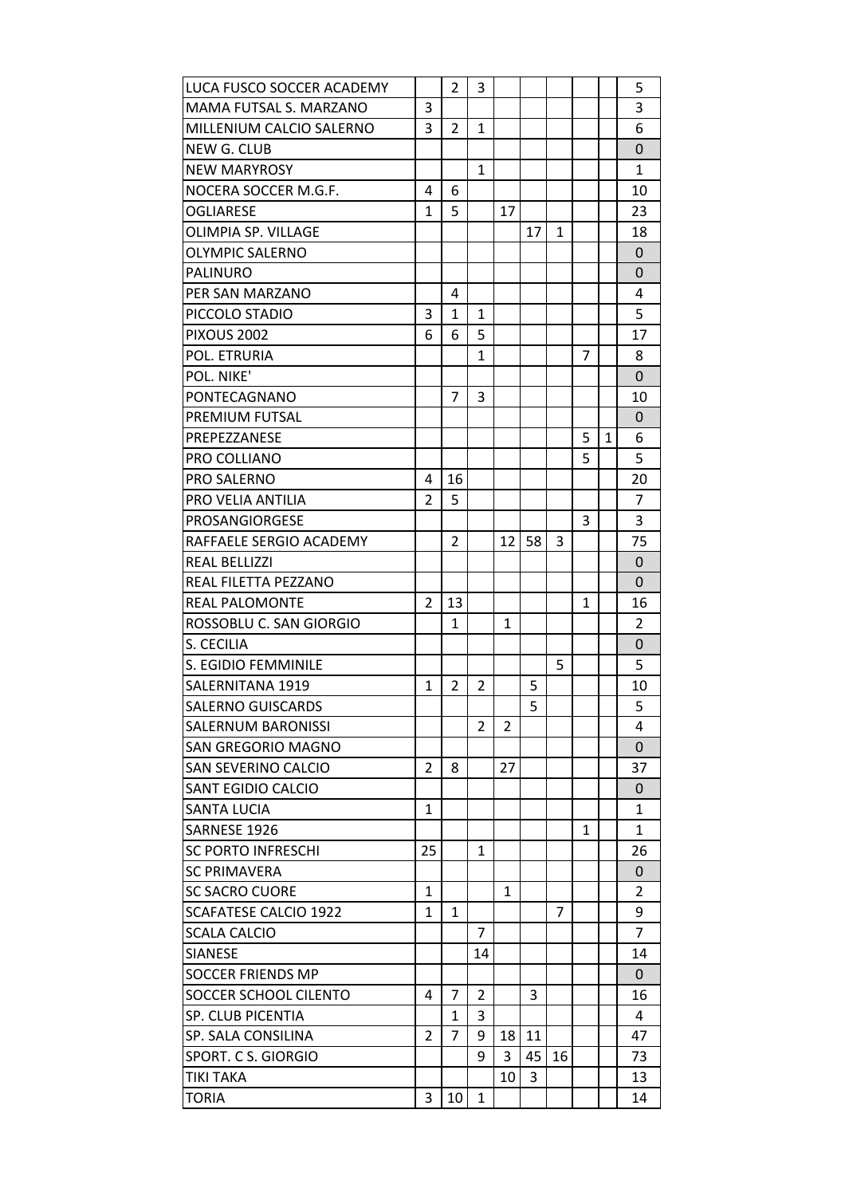| | | | | | | | | | |
|---|---|---|---|---|---|---|---|---|---|
| LUCA FUSCO SOCCER ACADEMY | | 2 | 3 | | | | | | 5 |
| MAMA FUTSAL S. MARZANO | 3 | | | | | | | | 3 |
| MILLENIUM CALCIO SALERNO | 3 | 2 | 1 | | | | | | 6 |
| NEW G. CLUB | | | | | | | | | 0 |
| NEW MARYROSY | | | 1 | | | | | | 1 |
| NOCERA SOCCER M.G.F. | 4 | 6 | | | | | | | 10 |
| OGLIARESE | 1 | 5 | | 17 | | | | | 23 |
| OLIMPIA SP. VILLAGE | | | | | 17 | 1 | | | 18 |
| OLYMPIC SALERNO | | | | | | | | | 0 |
| PALINURO | | | | | | | | | 0 |
| PER SAN MARZANO | | 4 | | | | | | | 4 |
| PICCOLO STADIO | 3 | 1 | 1 | | | | | | 5 |
| PIXOUS 2002 | 6 | 6 | 5 | | | | | | 17 |
| POL. ETRURIA | | | 1 | | | | 7 | | 8 |
| POL. NIKE' | | | | | | | | | 0 |
| PONTECAGNANO | | 7 | 3 | | | | | | 10 |
| PREMIUM FUTSAL | | | | | | | | | 0 |
| PREPEZZANESE | | | | | | | 5 | 1 | 6 |
| PRO COLLIANO | | | | | | | 5 | | 5 |
| PRO SALERNO | 4 | 16 | | | | | | | 20 |
| PRO VELIA ANTILIA | 2 | 5 | | | | | | | 7 |
| PROSANGIORGESE | | | | | | | 3 | | 3 |
| RAFFAELE SERGIO ACADEMY | | 2 | | 12 | 58 | 3 | | | 75 |
| REAL BELLIZZI | | | | | | | | | 0 |
| REAL FILETTA PEZZANO | | | | | | | | | 0 |
| REAL PALOMONTE | 2 | 13 | | | | | 1 | | 16 |
| ROSSOBLU C. SAN GIORGIO | | 1 | | 1 | | | | | 2 |
| S. CECILIA | | | | | | | | | 0 |
| S. EGIDIO FEMMINILE | | | | | | 5 | | | 5 |
| SALERNITANA 1919 | 1 | 2 | 2 | | 5 | | | | 10 |
| SALERNO GUISCARDS | | | | | 5 | | | | 5 |
| SALERNUM BARONISSI | | | 2 | 2 | | | | | 4 |
| SAN GREGORIO MAGNO | | | | | | | | | 0 |
| SAN SEVERINO CALCIO | 2 | 8 | | 27 | | | | | 37 |
| SANT EGIDIO CALCIO | | | | | | | | | 0 |
| SANTA LUCIA | 1 | | | | | | | | 1 |
| SARNESE 1926 | | | | | | | 1 | | 1 |
| SC PORTO INFRESCHI | 25 | | 1 | | | | | | 26 |
| SC PRIMAVERA | | | | | | | | | 0 |
| SC SACRO CUORE | 1 | | | 1 | | | | | 2 |
| SCAFATESE CALCIO 1922 | 1 | 1 | | | | 7 | | | 9 |
| SCALA CALCIO | | | 7 | | | | | | 7 |
| SIANESE | | | 14 | | | | | | 14 |
| SOCCER FRIENDS MP | | | | | | | | | 0 |
| SOCCER SCHOOL CILENTO | 4 | 7 | 2 | | 3 | | | | 16 |
| SP. CLUB PICENTIA | | 1 | 3 | | | | | | 4 |
| SP. SALA CONSILINA | 2 | 7 | 9 | 18 | 11 | | | | 47 |
| SPORT. C S. GIORGIO | | | 9 | 3 | 45 | 16 | | | 73 |
| TIKI TAKA | | | | 10 | 3 | | | | 13 |
| TORIA | 3 | 10 | 1 | | | | | | 14 |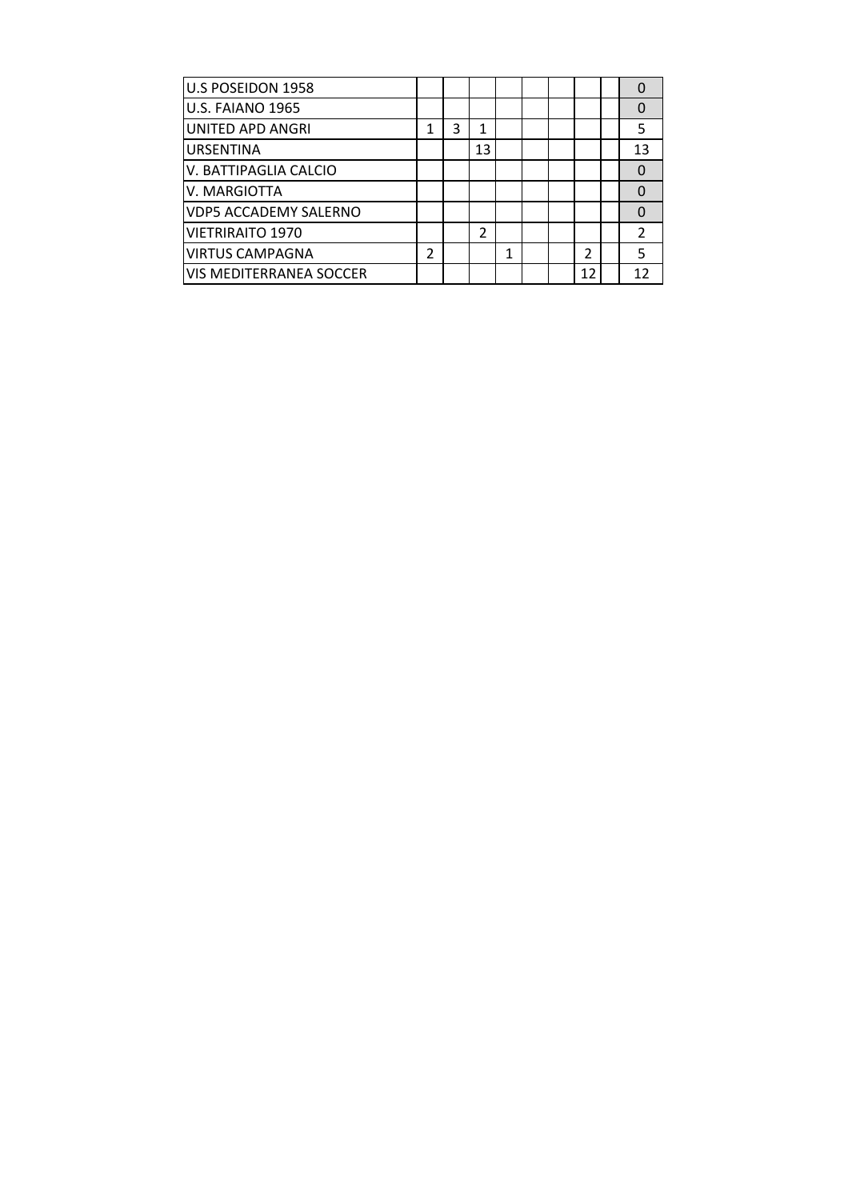| | | | | | | | | | |
|---|---|---|---|---|---|---|---|---|---|
| U.S POSEIDON 1958 | | | | | | | | | 0 |
| U.S. FAIANO 1965 | | | | | | | | | 0 |
| UNITED APD ANGRI | 1 | 3 | 1 | | | | | | 5 |
| URSENTINA | | | 13 | | | | | | 13 |
| V. BATTIPAGLIA CALCIO | | | | | | | | | 0 |
| V. MARGIOTTA | | | | | | | | | 0 |
| VDP5 ACCADEMY SALERNO | | | | | | | | | 0 |
| VIETRIRAITO 1970 | | | 2 | | | | | | 2 |
| VIRTUS CAMPAGNA | 2 | | | 1 | | | 2 | | 5 |
| VIS MEDITERRANEA SOCCER | | | | | | | 12 | | 12 |